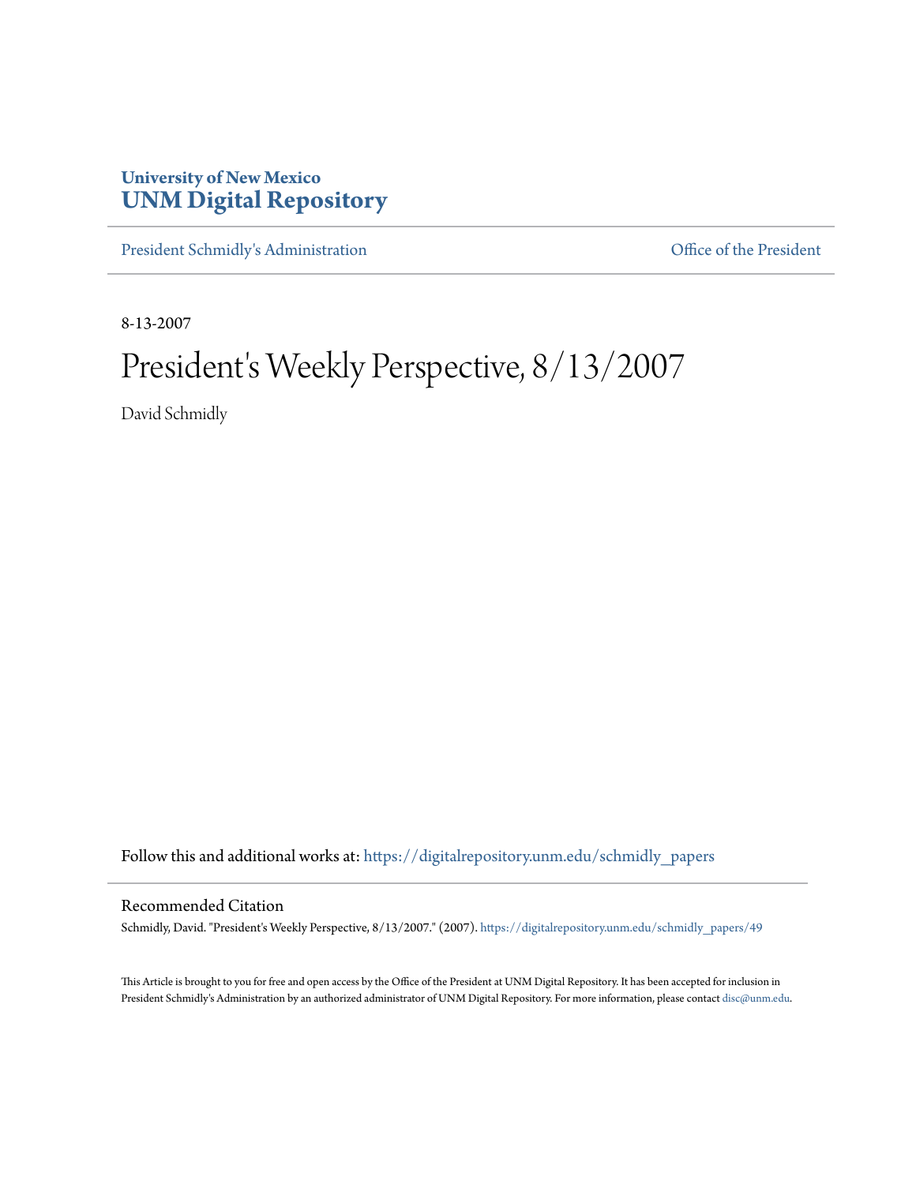University of New Mexico
**UNM Digital Repository**

President Schmidly's Administration | Office of the President

8-13-2007

# President's Weekly Perspective, 8/13/2007

David Schmidly

Follow this and additional works at: https://digitalrepository.unm.edu/schmidly_papers

## Recommended Citation

Schmidly, David. "President's Weekly Perspective, 8/13/2007." (2007). https://digitalrepository.unm.edu/schmidly_papers/49

This Article is brought to you for free and open access by the Office of the President at UNM Digital Repository. It has been accepted for inclusion in President Schmidly's Administration by an authorized administrator of UNM Digital Repository. For more information, please contact disc@unm.edu.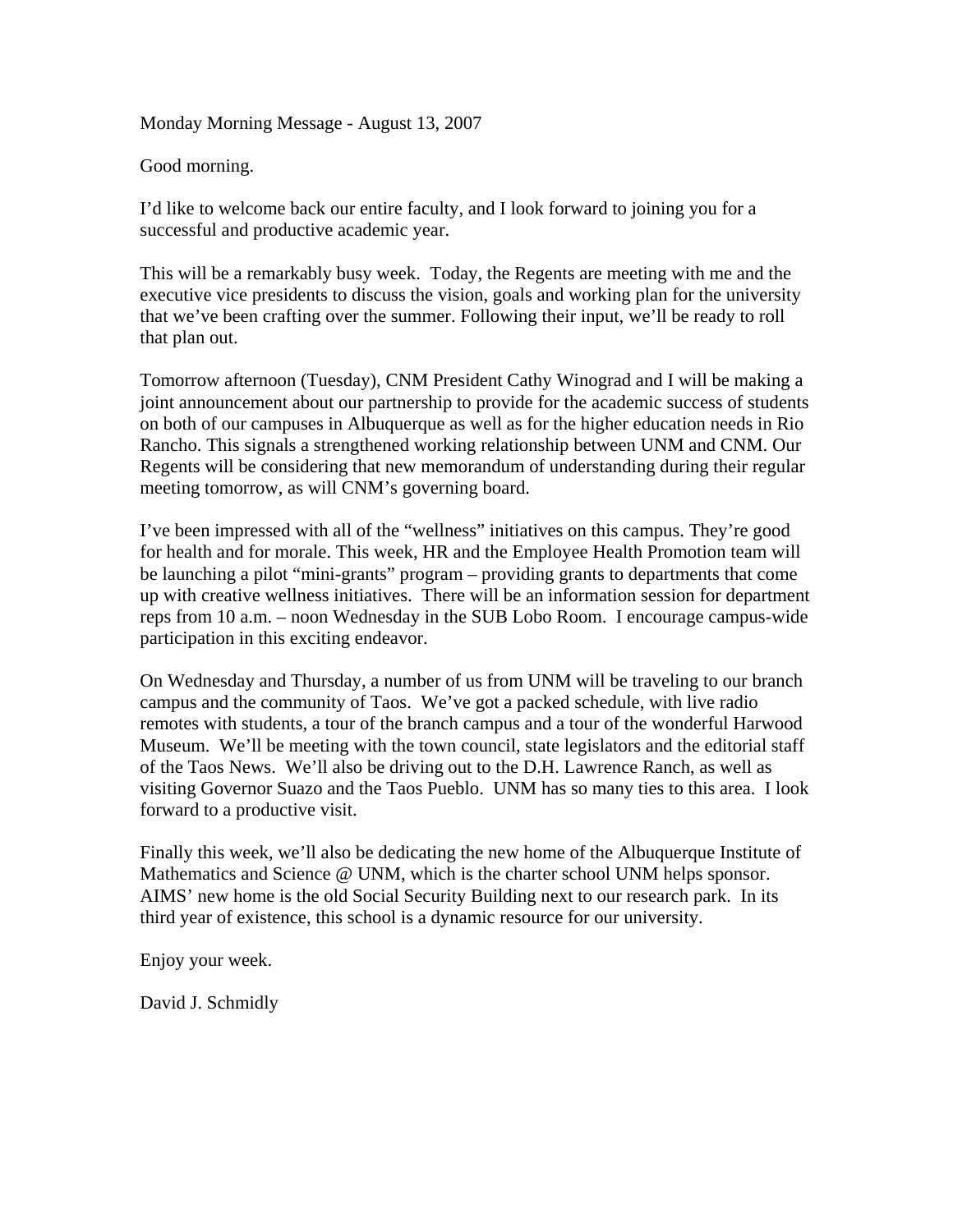Monday Morning Message - August 13, 2007

Good morning.

I'd like to welcome back our entire faculty, and I look forward to joining you for a successful and productive academic year.

This will be a remarkably busy week. Today, the Regents are meeting with me and the executive vice presidents to discuss the vision, goals and working plan for the university that we've been crafting over the summer. Following their input, we'll be ready to roll that plan out.

Tomorrow afternoon (Tuesday), CNM President Cathy Winograd and I will be making a joint announcement about our partnership to provide for the academic success of students on both of our campuses in Albuquerque as well as for the higher education needs in Rio Rancho. This signals a strengthened working relationship between UNM and CNM. Our Regents will be considering that new memorandum of understanding during their regular meeting tomorrow, as will CNM's governing board.

I've been impressed with all of the "wellness" initiatives on this campus. They're good for health and for morale. This week, HR and the Employee Health Promotion team will be launching a pilot "mini-grants" program – providing grants to departments that come up with creative wellness initiatives. There will be an information session for department reps from 10 a.m. – noon Wednesday in the SUB Lobo Room. I encourage campus-wide participation in this exciting endeavor.

On Wednesday and Thursday, a number of us from UNM will be traveling to our branch campus and the community of Taos. We've got a packed schedule, with live radio remotes with students, a tour of the branch campus and a tour of the wonderful Harwood Museum. We'll be meeting with the town council, state legislators and the editorial staff of the Taos News. We'll also be driving out to the D.H. Lawrence Ranch, as well as visiting Governor Suazo and the Taos Pueblo. UNM has so many ties to this area. I look forward to a productive visit.

Finally this week, we'll also be dedicating the new home of the Albuquerque Institute of Mathematics and Science @ UNM, which is the charter school UNM helps sponsor. AIMS' new home is the old Social Security Building next to our research park. In its third year of existence, this school is a dynamic resource for our university.

Enjoy your week.

David J. Schmidly